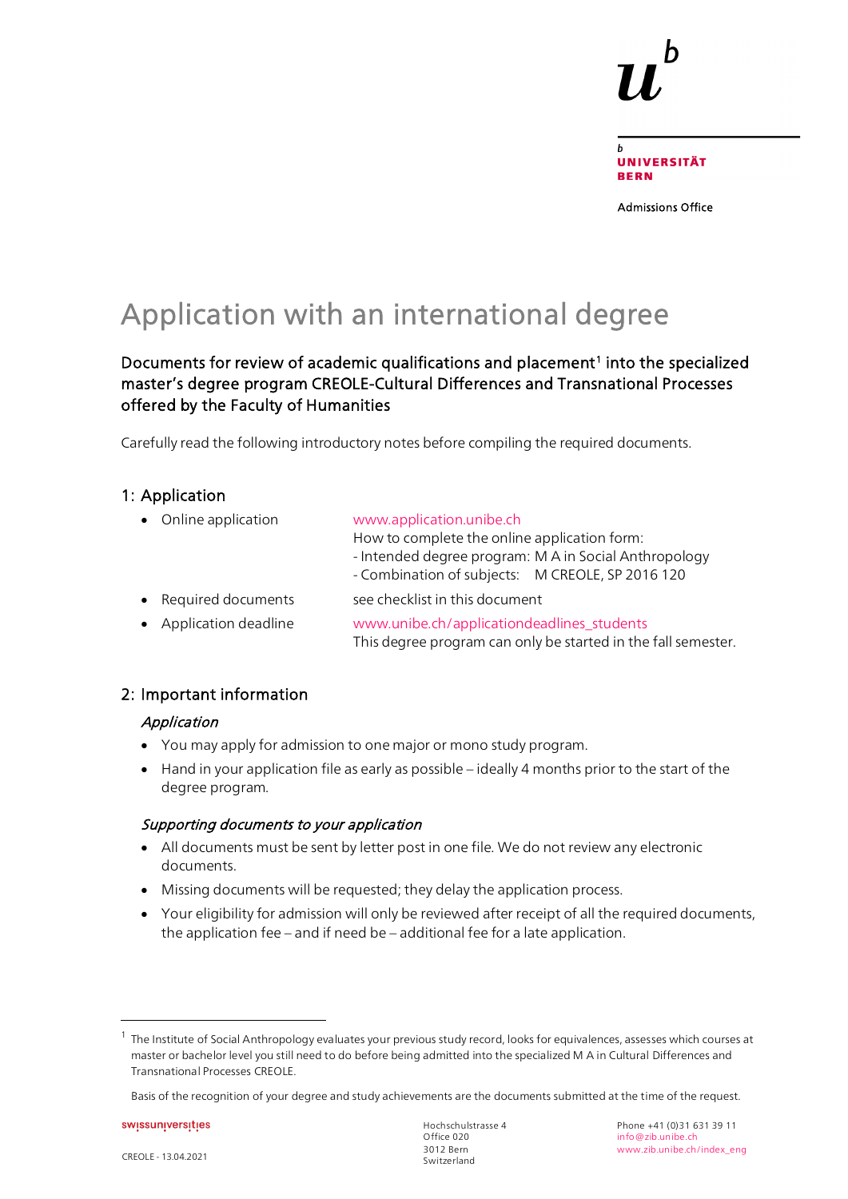Universität Bern

Admissions Office

# Application with an international degree

## Documents for review of academic qualifications and placement[1] into the specialized master's degree program CREOLE-Cultural Differences and Transnational Processes offered by the Faculty of Humanities

Carefully read the following introductory notes before compiling the required documents.

### 1: Application

- Online application — www.application.unibe.ch
  How to complete the online application form:
  - Intended degree program: M A in Social Anthropology
  - Combination of subjects: M CREOLE, SP 2016 120
- Required documents — see checklist in this document
- Application deadline — www.unibe.ch/applicationdeadlines_students
  This degree program can only be started in the fall semester.

### 2: Important information

*Application*

- You may apply for admission to one major or mono study program.
- Hand in your application file as early as possible – ideally 4 months prior to the start of the degree program.

*Supporting documents to your application*

- All documents must be sent by letter post in one file. We do not review any electronic documents.
- Missing documents will be requested; they delay the application process.
- Your eligibility for admission will only be reviewed after receipt of all the required documents, the application fee – and if need be – additional fee for a late application.

---

[1] The Institute of Social Anthropology evaluates your previous study record, looks for equivalences, assesses which courses at master or bachelor level you still need to do before being admitted into the specialized M A in Cultural Differences and Transnational Processes CREOLE.

Basis of the recognition of your degree and study achievements are the documents submitted at the time of the request.

swissuniversities

CREOLE - 13.04.2021

Hochschulstrasse 4
Office 020
3012 Bern
Switzerland

Phone +41 (0)31 631 39 11
info@zib.unibe.ch
www.zib.unibe.ch/index_eng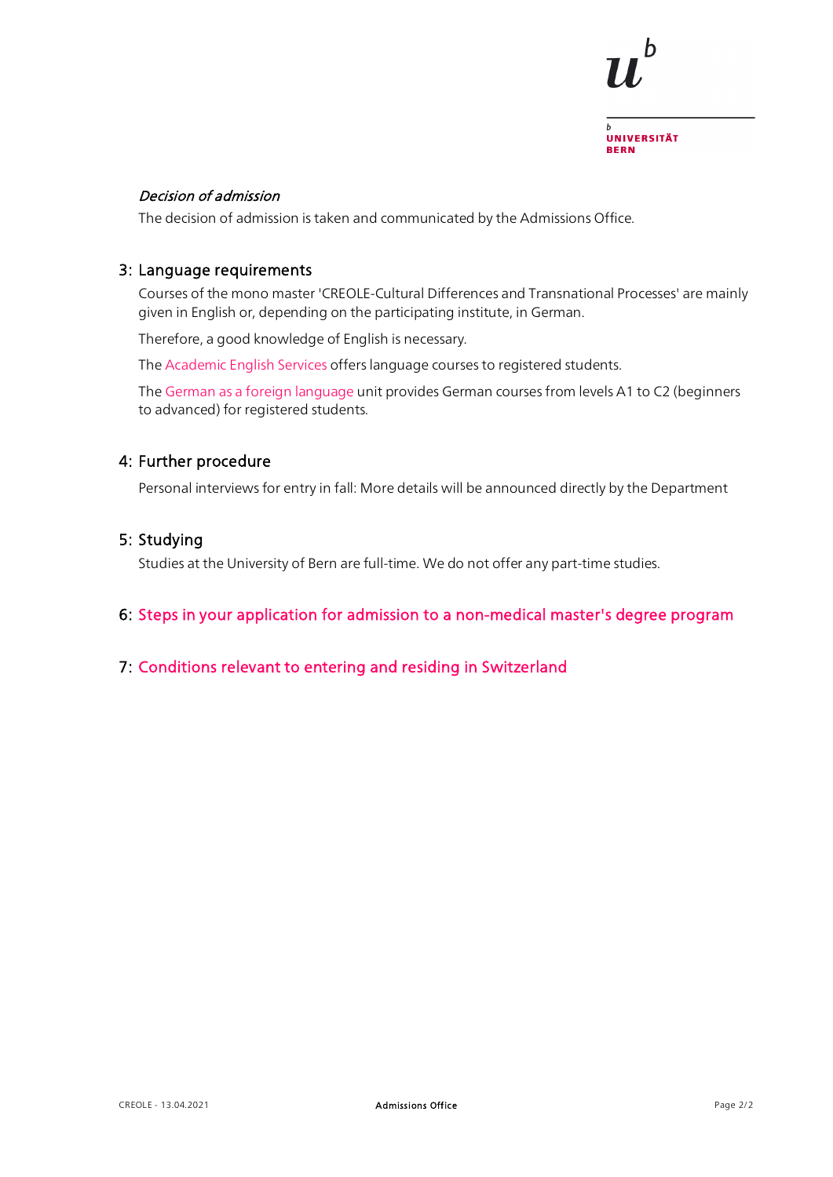*Decision of admission*

The decision of admission is taken and communicated by the Admissions Office.

## 3: Language requirements

Courses of the mono master 'CREOLE-Cultural Differences and Transnational Processes' are mainly given in English or, depending on the participating institute, in German.

Therefore, a good knowledge of English is necessary.

The Academic English Services offers language courses to registered students.

The German as a foreign language unit provides German courses from levels A1 to C2 (beginners to advanced) for registered students.

## 4: Further procedure

Personal interviews for entry in fall: More details will be announced directly by the Department

## 5: Studying

Studies at the University of Bern are full-time. We do not offer any part-time studies.

## 6: Steps in your application for admission to a non-medical master's degree program

## 7: Conditions relevant to entering and residing in Switzerland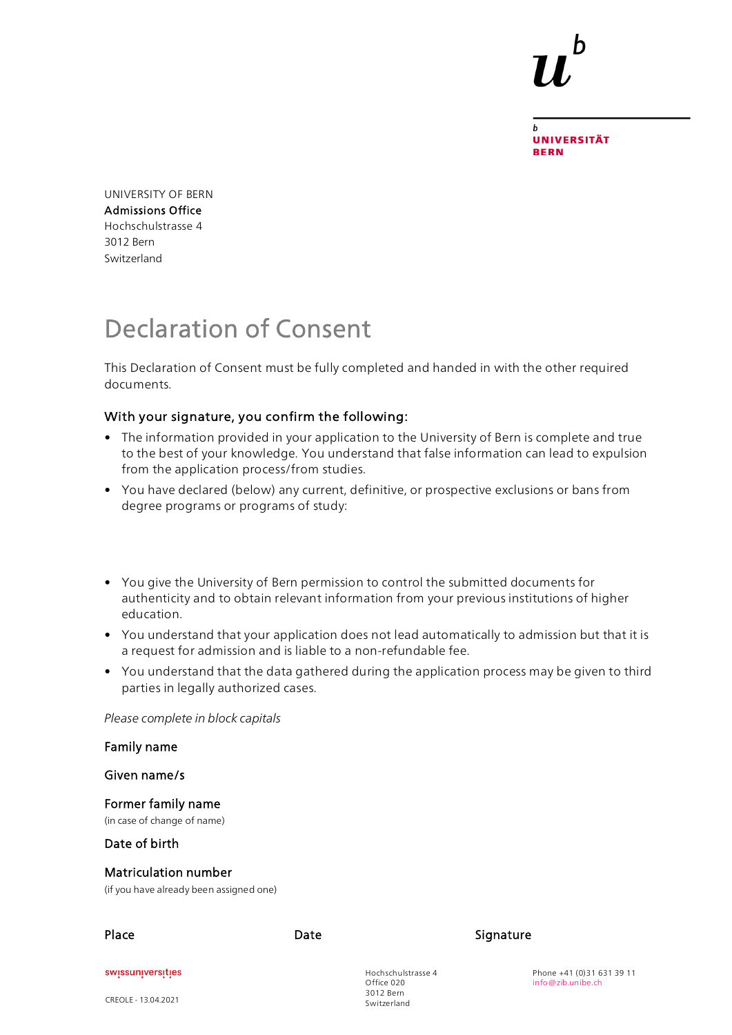UNIVERSITÄT BERN

UNIVERSITY OF BERN
Admissions Office
Hochschulstrasse 4
3012 Bern
Switzerland

# Declaration of Consent

This Declaration of Consent must be fully completed and handed in with the other required documents.

### With your signature, you confirm the following:

- The information provided in your application to the University of Bern is complete and true to the best of your knowledge. You understand that false information can lead to expulsion from the application process/from studies.
- You have declared (below) any current, definitive, or prospective exclusions or bans from degree programs or programs of study:

- You give the University of Bern permission to control the submitted documents for authenticity and to obtain relevant information from your previous institutions of higher education.
- You understand that your application does not lead automatically to admission but that it is a request for admission and is liable to a non-refundable fee.
- You understand that the data gathered during the application process may be given to third parties in legally authorized cases.

*Please complete in block capitals*

Family name

Given name/s

Former family name
(in case of change of name)

Date of birth

Matriculation number
(if you have already been assigned one)

Place | Date | Signature

swissuniversities

CREOLE - 13.04.2021

Hochschulstrasse 4
Office 020
3012 Bern
Switzerland

Phone +41 (0)31 631 39 11
info@zib.unibe.ch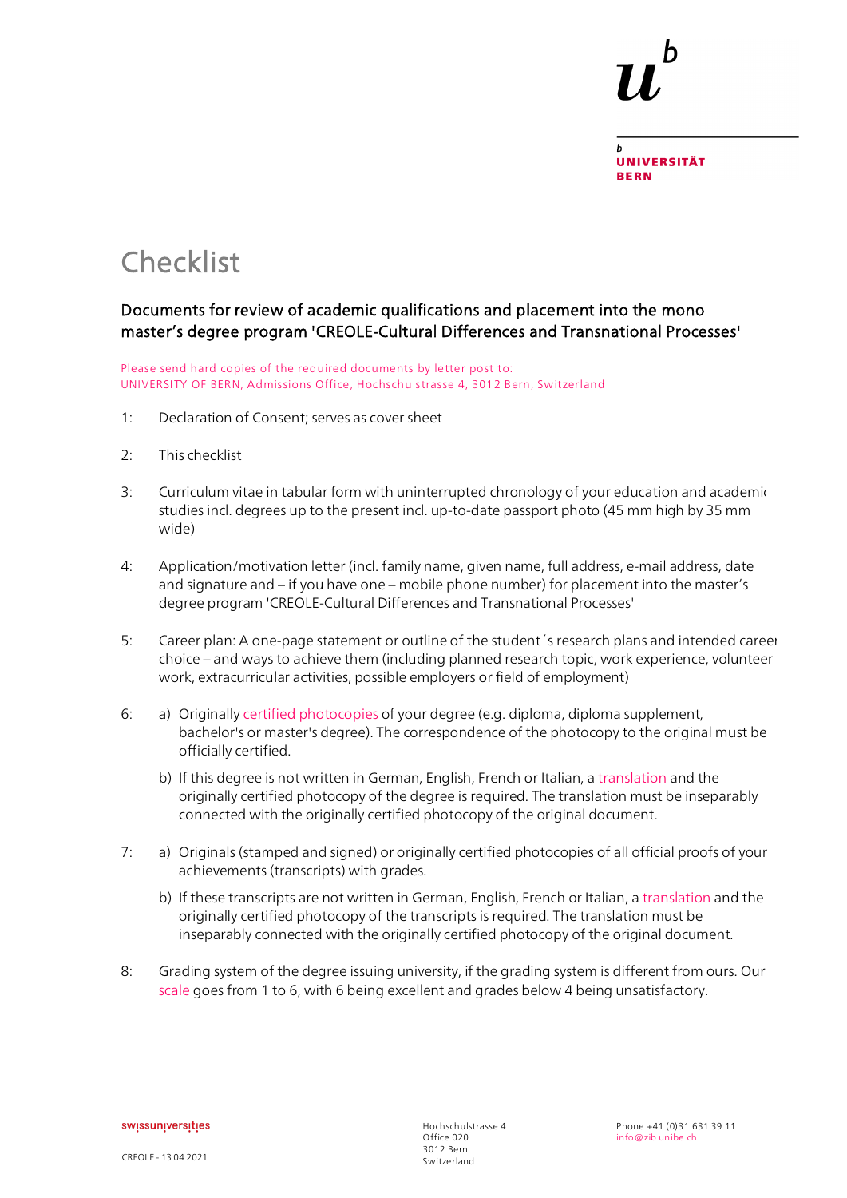# Checklist

### Documents for review of academic qualifications and placement into the mono master's degree program 'CREOLE-Cultural Differences and Transnational Processes'

Please send hard copies of the required documents by letter post to:
UNIVERSITY OF BERN, Admissions Office, Hochschulstrasse 4, 3012 Bern, Switzerland

1: Declaration of Consent; serves as cover sheet

2: This checklist

3: Curriculum vitae in tabular form with uninterrupted chronology of your education and academic studies incl. degrees up to the present incl. up-to-date passport photo (45 mm high by 35 mm wide)

4: Application/motivation letter (incl. family name, given name, full address, e-mail address, date and signature and – if you have one – mobile phone number) for placement into the master's degree program 'CREOLE-Cultural Differences and Transnational Processes'

5: Career plan: A one-page statement or outline of the student´s research plans and intended career choice – and ways to achieve them (including planned research topic, work experience, volunteer work, extracurricular activities, possible employers or field of employment)

6:
- a) Originally certified photocopies of your degree (e.g. diploma, diploma supplement, bachelor's or master's degree). The correspondence of the photocopy to the original must be officially certified.
- b) If this degree is not written in German, English, French or Italian, a translation and the originally certified photocopy of the degree is required. The translation must be inseparably connected with the originally certified photocopy of the original document.

7:
- a) Originals (stamped and signed) or originally certified photocopies of all official proofs of your achievements (transcripts) with grades.
- b) If these transcripts are not written in German, English, French or Italian, a translation and the originally certified photocopy of the transcripts is required. The translation must be inseparably connected with the originally certified photocopy of the original document.

8: Grading system of the degree issuing university, if the grading system is different from ours. Our scale goes from 1 to 6, with 6 being excellent and grades below 4 being unsatisfactory.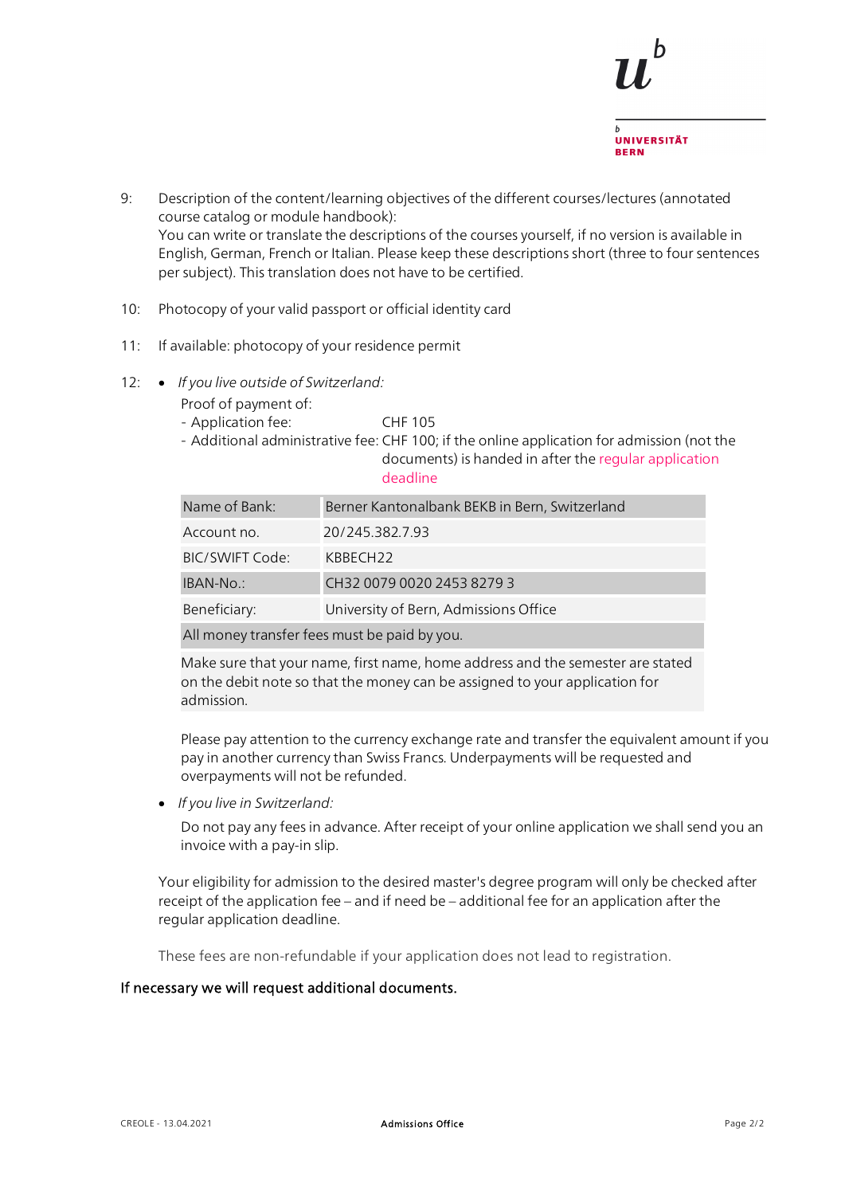9: Description of the content/learning objectives of the different courses/lectures (annotated course catalog or module handbook):
You can write or translate the descriptions of the courses yourself, if no version is available in English, German, French or Italian. Please keep these descriptions short (three to four sentences per subject). This translation does not have to be certified.

10: Photocopy of your valid passport or official identity card

11: If available: photocopy of your residence permit

12:
- *If you live outside of Switzerland:*

  Proof of payment of:
  - Application fee: CHF 105
  - Additional administrative fee: CHF 100; if the online application for admission (not the documents) is handed in after the regular application deadline

| | |
|---|---|
| Name of Bank: | Berner Kantonalbank BEKB in Bern, Switzerland |
| Account no. | 20/245.382.7.93 |
| BIC/SWIFT Code: | KBBECH22 |
| IBAN-No.: | CH32 0079 0020 2453 8279 3 |
| Beneficiary: | University of Bern, Admissions Office |
| All money transfer fees must be paid by you. | |
| Make sure that your name, first name, home address and the semester are stated on the debit note so that the money can be assigned to your application for admission. | |

  Please pay attention to the currency exchange rate and transfer the equivalent amount if you pay in another currency than Swiss Francs. Underpayments will be requested and overpayments will not be refunded.

- *If you live in Switzerland:*

  Do not pay any fees in advance. After receipt of your online application we shall send you an invoice with a pay-in slip.

Your eligibility for admission to the desired master's degree program will only be checked after receipt of the application fee – and if need be – additional fee for an application after the regular application deadline.

These fees are non-refundable if your application does not lead to registration.

If necessary we will request additional documents.